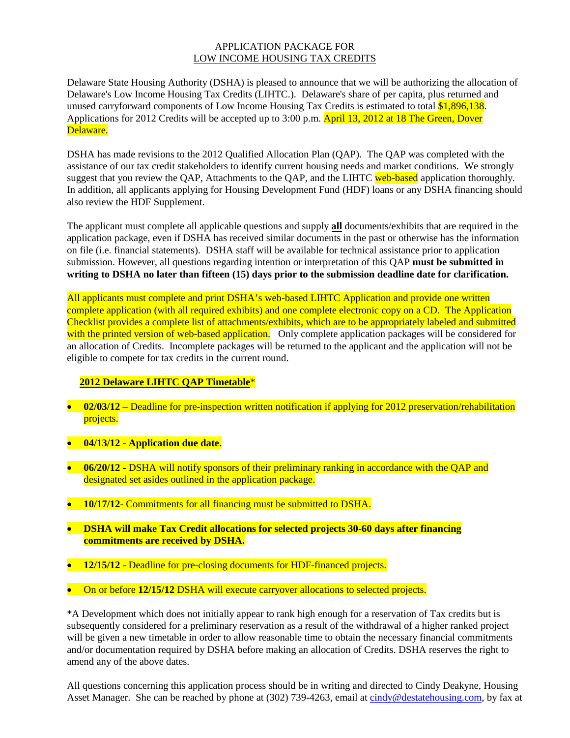# APPLICATION PACKAGE FOR
## LOW INCOME HOUSING TAX CREDITS

Delaware State Housing Authority (DSHA) is pleased to announce that we will be authorizing the allocation of Delaware's Low Income Housing Tax Credits (LIHTC.). Delaware's share of per capita, plus returned and unused carryforward components of Low Income Housing Tax Credits is estimated to total $1,896,138. Applications for 2012 Credits will be accepted up to 3:00 p.m. April 13, 2012 at 18 The Green, Dover Delaware.

DSHA has made revisions to the 2012 Qualified Allocation Plan (QAP). The QAP was completed with the assistance of our tax credit stakeholders to identify current housing needs and market conditions. We strongly suggest that you review the QAP, Attachments to the QAP, and the LIHTC web-based application thoroughly. In addition, all applicants applying for Housing Development Fund (HDF) loans or any DSHA financing should also review the HDF Supplement.

The applicant must complete all applicable questions and supply **all** documents/exhibits that are required in the application package, even if DSHA has received similar documents in the past or otherwise has the information on file (i.e. financial statements). DSHA staff will be available for technical assistance prior to application submission. However, all questions regarding intention or interpretation of this QAP **must be submitted in writing to DSHA no later than fifteen (15) days prior to the submission deadline date for clarification.**

All applicants must complete and print DSHA's web-based LIHTC Application and provide one written complete application (with all required exhibits) and one complete electronic copy on a CD. The Application Checklist provides a complete list of attachments/exhibits, which are to be appropriately labeled and submitted with the printed version of web-based application. Only complete application packages will be considered for an allocation of Credits. Incomplete packages will be returned to the applicant and the application will not be eligible to compete for tax credits in the current round.

**2012 Delaware LIHTC QAP Timetable***

- **02/03/12** – Deadline for pre-inspection written notification if applying for 2012 preservation/rehabilitation projects.
- **04/13/12 - Application due date.**
- **06/20/12 -** DSHA will notify sponsors of their preliminary ranking in accordance with the QAP and designated set asides outlined in the application package.
- **10/17/12**- Commitments for all financing must be submitted to DSHA.
- **DSHA will make Tax Credit allocations for selected projects 30-60 days after financing commitments are received by DSHA.**
- **12/15/12 -** Deadline for pre-closing documents for HDF-financed projects.
- On or before **12/15/12** DSHA will execute carryover allocations to selected projects.

*A Development which does not initially appear to rank high enough for a reservation of Tax credits but is subsequently considered for a preliminary reservation as a result of the withdrawal of a higher ranked project will be given a new timetable in order to allow reasonable time to obtain the necessary financial commitments and/or documentation required by DSHA before making an allocation of Credits. DSHA reserves the right to amend any of the above dates.

All questions concerning this application process should be in writing and directed to Cindy Deakyne, Housing Asset Manager. She can be reached by phone at (302) 739-4263, email at cindy@destatehousing.com, by fax at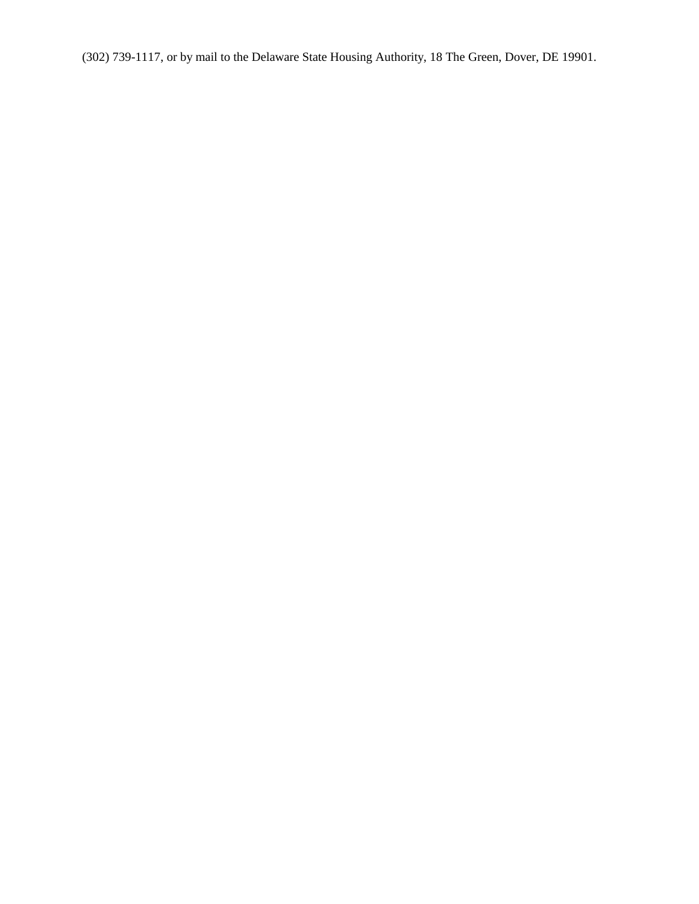(302) 739-1117, or by mail to the Delaware State Housing Authority, 18 The Green, Dover, DE 19901.